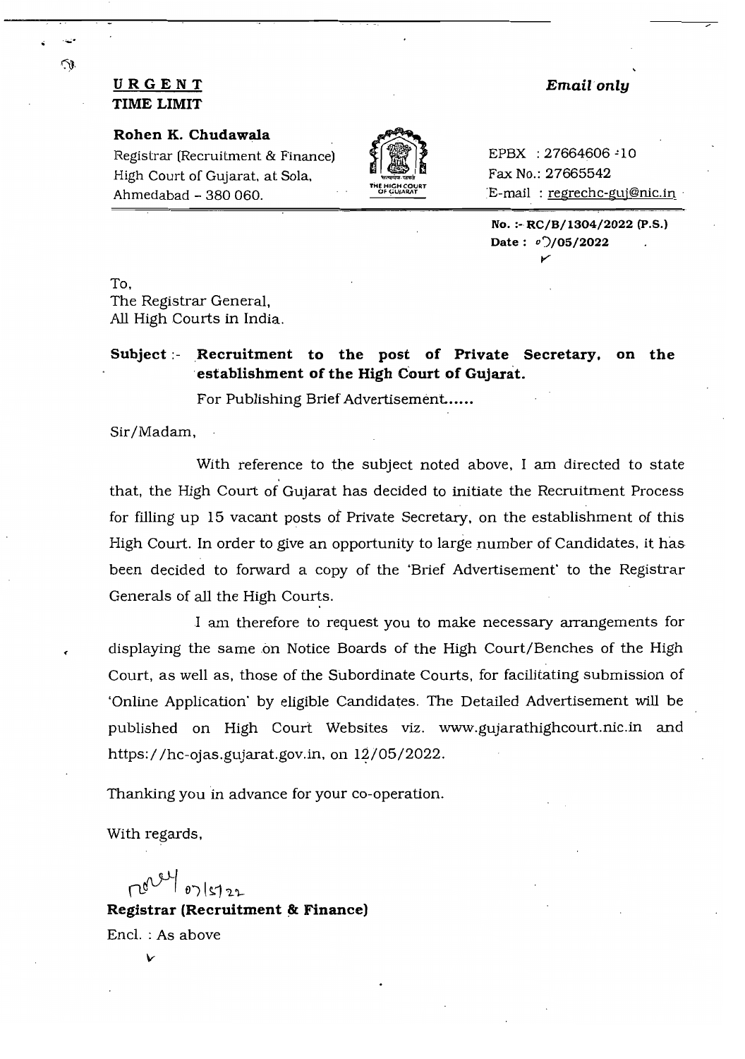**URGENT**
**TIME LIMIT**

*Email only*

**Rohen K. Chudawala**
Registrar (Recruitment & Finance)
High Court of Gujarat, at Sola,
Ahmedabad – 380 060.

EPBX : 27664606 -10
Fax No.: 27665542
E-mail : regrechc-guj@nic.in

**No. :- RC/B/1304/2022 (P.S.)**
**Date : 07/05/2022**

To,
The Registrar General,
All High Courts in India.

**Subject :- Recruitment to the post of Private Secretary, on the establishment of the High Court of Gujarat.**

For Publishing Brief Advertisement.....

Sir/Madam,

With reference to the subject noted above, I am directed to state that, the High Court of Gujarat has decided to initiate the Recruitment Process for filling up 15 vacant posts of Private Secretary, on the establishment of this High Court. In order to give an opportunity to large number of Candidates, it has been decided to forward a copy of the 'Brief Advertisement' to the Registrar Generals of all the High Courts.

I am therefore to request you to make necessary arrangements for displaying the same on Notice Boards of the High Court/Benches of the High Court, as well as, those of the Subordinate Courts, for facilitating submission of 'Online Application' by eligible Candidates. The Detailed Advertisement will be published on High Court Websites viz. www.gujarathighcourt.nic.in and https://hc-ojas.gujarat.gov.in, on 12/05/2022.

Thanking you in advance for your co-operation.

With regards,

07/5/22

**Registrar (Recruitment & Finance)**

Encl. : As above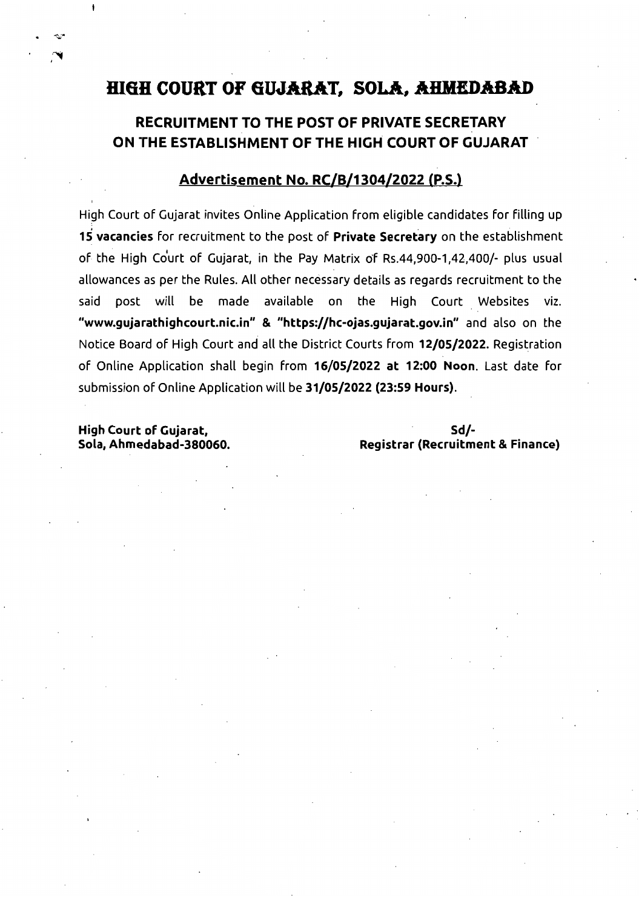# HIGH COURT OF GUJARAT, SOLA, AHMEDABAD

## RECRUITMENT TO THE POST OF PRIVATE SECRETARY ON THE ESTABLISHMENT OF THE HIGH COURT OF GUJARAT

### Advertisement No. RC/B/1304/2022 (P.S.)

High Court of Gujarat invites Online Application from eligible candidates for filling up **15 vacancies** for recruitment to the post of **Private Secretary** on the establishment of the High Court of Gujarat, in the Pay Matrix of Rs.44,900-1,42,400/- plus usual allowances as per the Rules. All other necessary details as regards recruitment to the said post will be made available on the High Court Websites viz. **"www.gujarathighcourt.nic.in" & "https://hc-ojas.gujarat.gov.in"** and also on the Notice Board of High Court and all the District Courts from **12/05/2022.** Registration of Online Application shall begin from **16/05/2022 at 12:00 Noon**. Last date for submission of Online Application will be **31/05/2022 (23:59 Hours)**.

**High Court of Gujarat,**
**Sola, Ahmedabad-380060.**

**Sd/-**
**Registrar (Recruitment & Finance)**